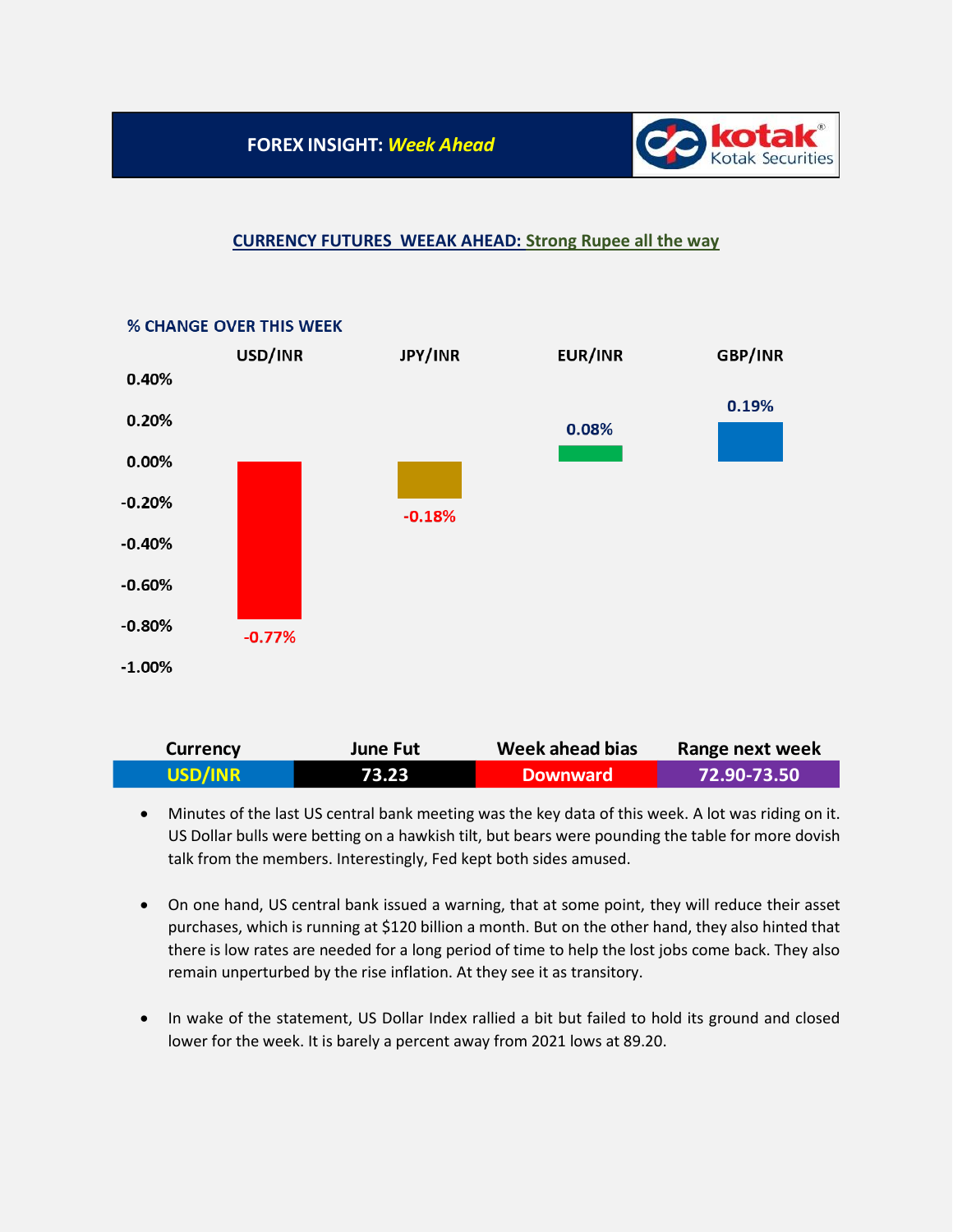# FOREX INSIGHT: *Week Ahead*

## CURRENCY FUTURES WEEAK AHEAD: Strong Rupee all the way

**% CHANGE OVER THIS WEEK**

| | USD/INR | JPY/INR | EUR/INR | GBP/INR |
|---|---|---|---|---|
| % Change | -0.77% | -0.18% | 0.08% | 0.19% |

| Currency | June Fut | Week ahead bias | Range next week |
|---|---|---|---|
| USD/INR | 73.23 | Downward | 72.90-73.50 |

- Minutes of the last US central bank meeting was the key data of this week. A lot was riding on it. US Dollar bulls were betting on a hawkish tilt, but bears were pounding the table for more dovish talk from the members. Interestingly, Fed kept both sides amused.

- On one hand, US central bank issued a warning, that at some point, they will reduce their asset purchases, which is running at $120 billion a month. But on the other hand, they also hinted that there is low rates are needed for a long period of time to help the lost jobs come back. They also remain unperturbed by the rise inflation. At they see it as transitory.

- In wake of the statement, US Dollar Index rallied a bit but failed to hold its ground and closed lower for the week. It is barely a percent away from 2021 lows at 89.20.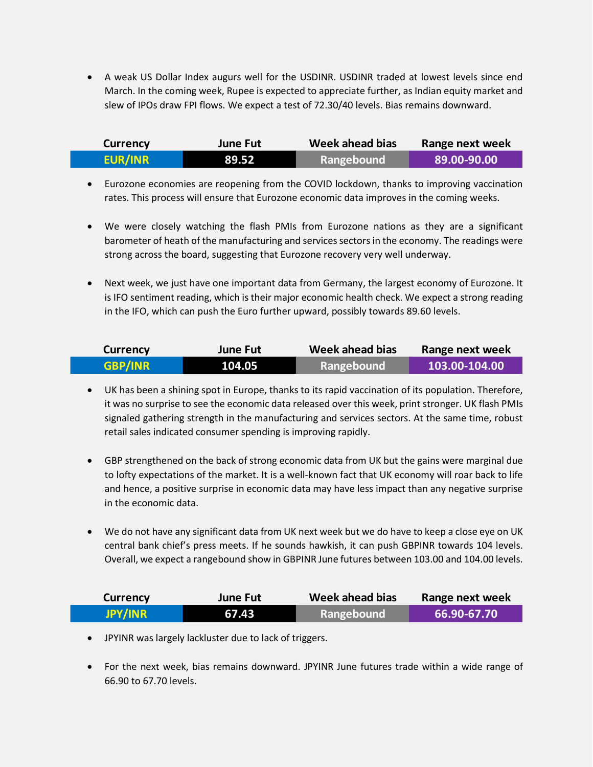- A weak US Dollar Index augurs well for the USDINR. USDINR traded at lowest levels since end March. In the coming week, Rupee is expected to appreciate further, as Indian equity market and slew of IPOs draw FPI flows. We expect a test of 72.30/40 levels. Bias remains downward.

| Currency | June Fut | Week ahead bias | Range next week |
|---|---|---|---|
| EUR/INR | 89.52 | Rangebound | 89.00-90.00 |

- Eurozone economies are reopening from the COVID lockdown, thanks to improving vaccination rates. This process will ensure that Eurozone economic data improves in the coming weeks.

- We were closely watching the flash PMIs from Eurozone nations as they are a significant barometer of heath of the manufacturing and services sectors in the economy. The readings were strong across the board, suggesting that Eurozone recovery very well underway.

- Next week, we just have one important data from Germany, the largest economy of Eurozone. It is IFO sentiment reading, which is their major economic health check. We expect a strong reading in the IFO, which can push the Euro further upward, possibly towards 89.60 levels.

| Currency | June Fut | Week ahead bias | Range next week |
|---|---|---|---|
| GBP/INR | 104.05 | Rangebound | 103.00-104.00 |

- UK has been a shining spot in Europe, thanks to its rapid vaccination of its population. Therefore, it was no surprise to see the economic data released over this week, print stronger. UK flash PMIs signaled gathering strength in the manufacturing and services sectors. At the same time, robust retail sales indicated consumer spending is improving rapidly.

- GBP strengthened on the back of strong economic data from UK but the gains were marginal due to lofty expectations of the market. It is a well-known fact that UK economy will roar back to life and hence, a positive surprise in economic data may have less impact than any negative surprise in the economic data.

- We do not have any significant data from UK next week but we do have to keep a close eye on UK central bank chief's press meets. If he sounds hawkish, it can push GBPINR towards 104 levels. Overall, we expect a rangebound show in GBPINR June futures between 103.00 and 104.00 levels.

| Currency | June Fut | Week ahead bias | Range next week |
|---|---|---|---|
| JPY/INR | 67.43 | Rangebound | 66.90-67.70 |

- JPYINR was largely lackluster due to lack of triggers.

- For the next week, bias remains downward. JPYINR June futures trade within a wide range of 66.90 to 67.70 levels.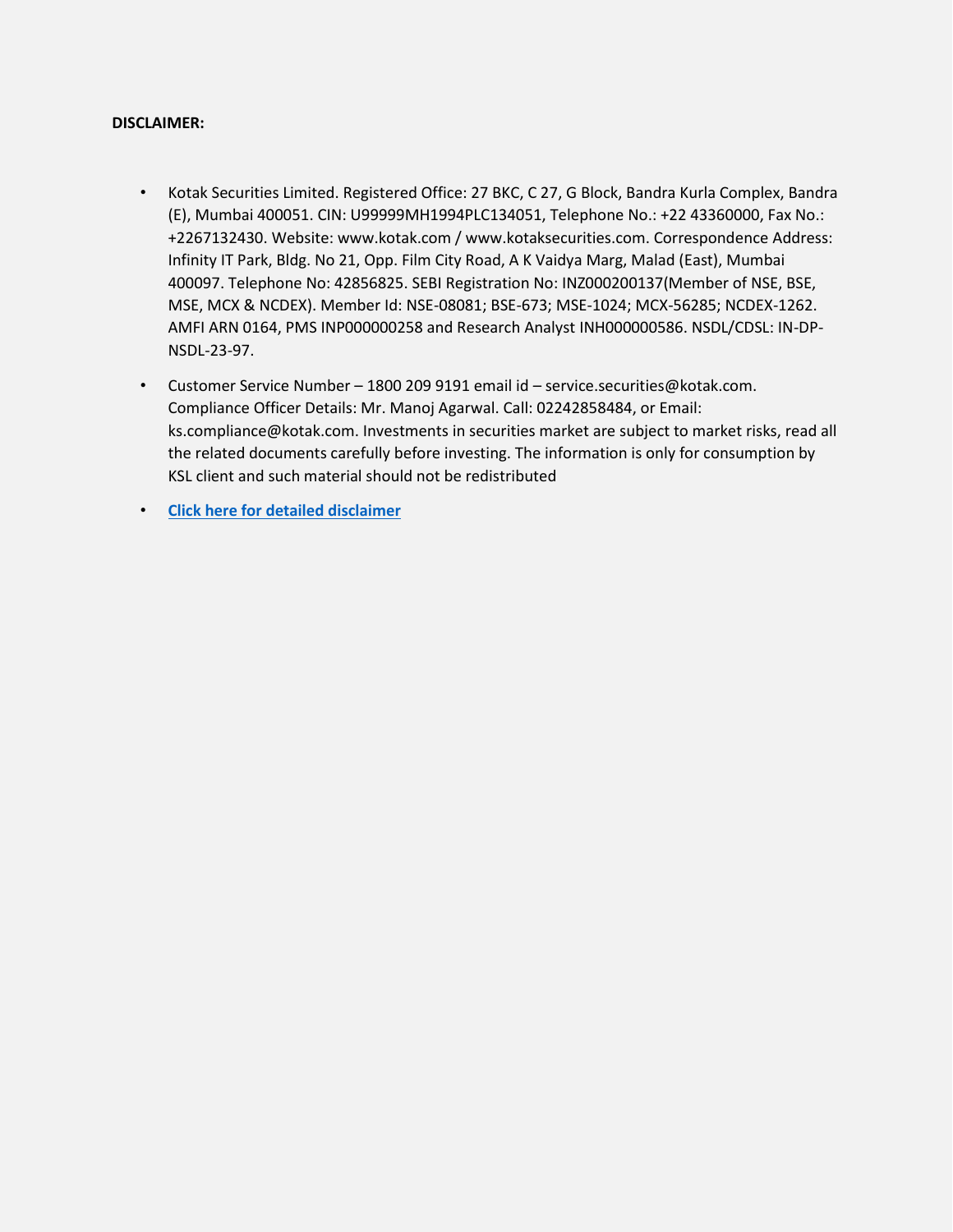**DISCLAIMER:**

- Kotak Securities Limited. Registered Office: 27 BKC, C 27, G Block, Bandra Kurla Complex, Bandra (E), Mumbai 400051. CIN: U99999MH1994PLC134051, Telephone No.: +22 43360000, Fax No.: +2267132430. Website: www.kotak.com / www.kotaksecurities.com. Correspondence Address: Infinity IT Park, Bldg. No 21, Opp. Film City Road, A K Vaidya Marg, Malad (East), Mumbai 400097. Telephone No: 42856825. SEBI Registration No: INZ000200137(Member of NSE, BSE, MSE, MCX & NCDEX). Member Id: NSE-08081; BSE-673; MSE-1024; MCX-56285; NCDEX-1262. AMFI ARN 0164, PMS INP000000258 and Research Analyst INH000000586. NSDL/CDSL: IN-DP-NSDL-23-97.
- Customer Service Number – 1800 209 9191 email id – service.securities@kotak.com. Compliance Officer Details: Mr. Manoj Agarwal. Call: 02242858484, or Email: ks.compliance@kotak.com. Investments in securities market are subject to market risks, read all the related documents carefully before investing. The information is only for consumption by KSL client and such material should not be redistributed
- **Click here for detailed disclaimer**